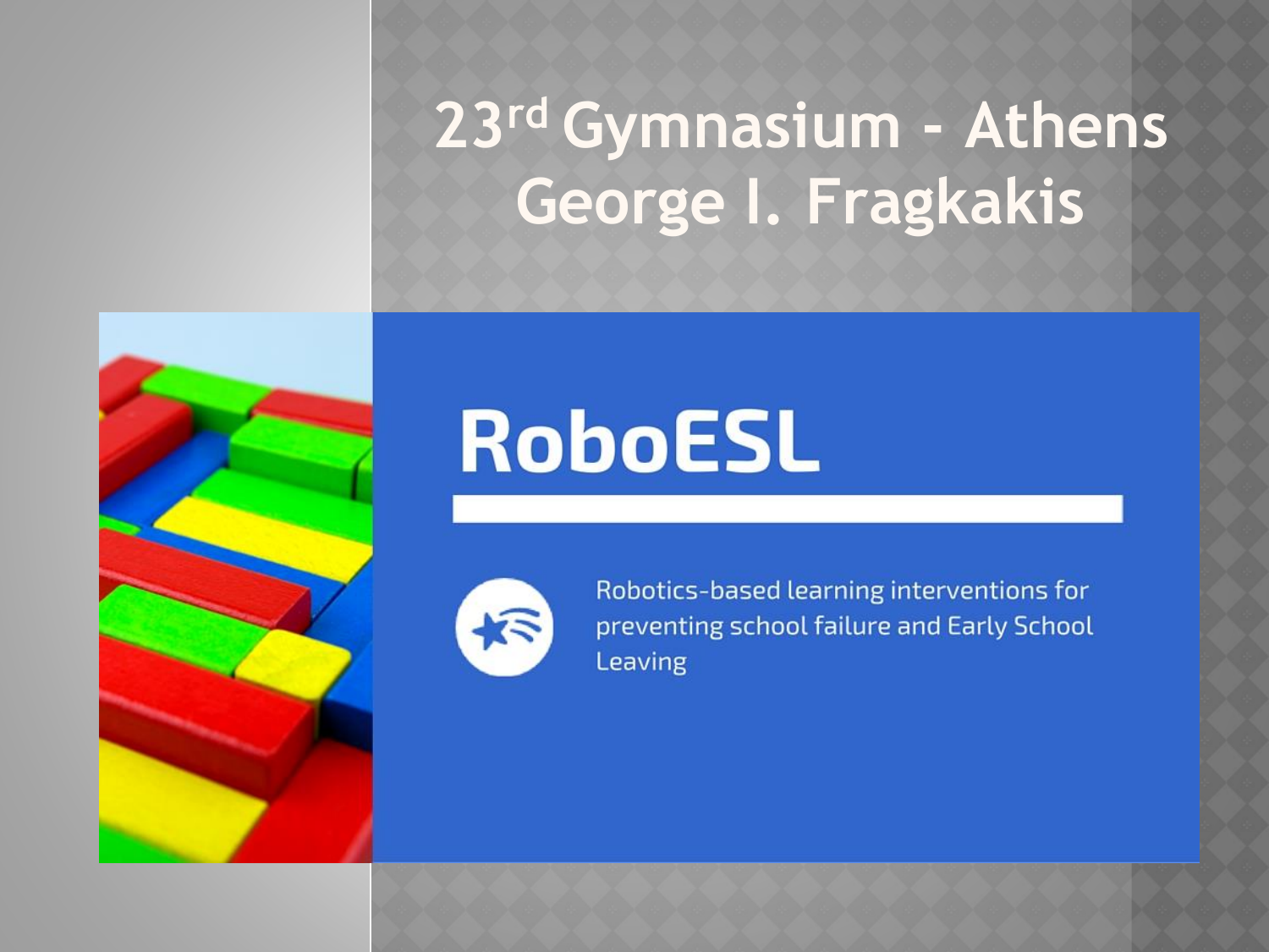# 23rd Gymnasium - Athens
# George I. Fragkakis

## RoboESL

Robotics-based learning interventions for preventing school failure and Early School Leaving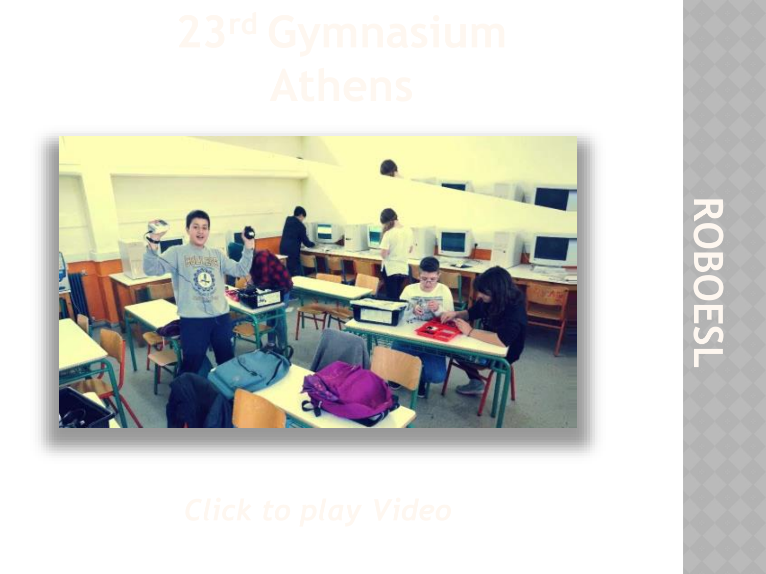# 23rd Gymnasium Athens

*Click to play Video*

ROBOESL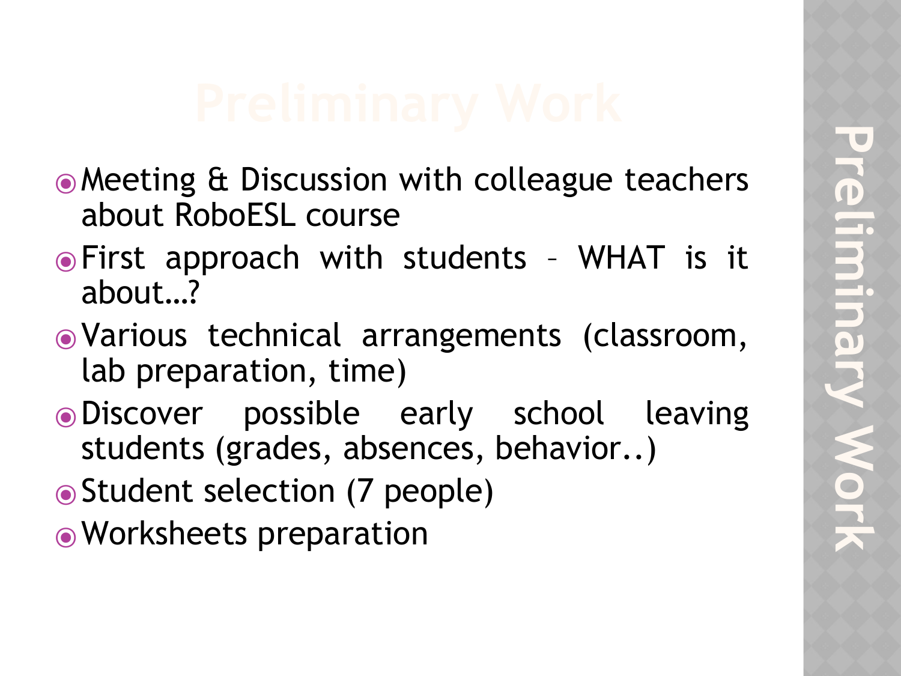# Preliminary Work

- Meeting & Discussion with colleague teachers about RoboESL course
- First approach with students – WHAT is it about…?
- Various technical arrangements (classroom, lab preparation, time)
- Discover possible early school leaving students (grades, absences, behavior..)
- Student selection (7 people)
- Worksheets preparation

Preliminary Work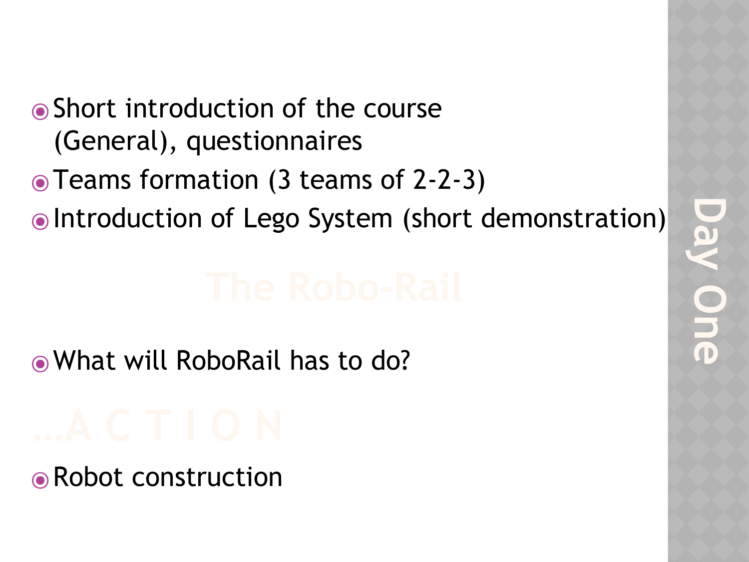# Day One

- Short introduction of the course (General), questionnaires
- Teams formation (3 teams of 2-2-3)
- Introduction of Lego System (short demonstration)

## The Robo-Rail

- What will RoboRail has to do?

## …A C T I O N

- Robot construction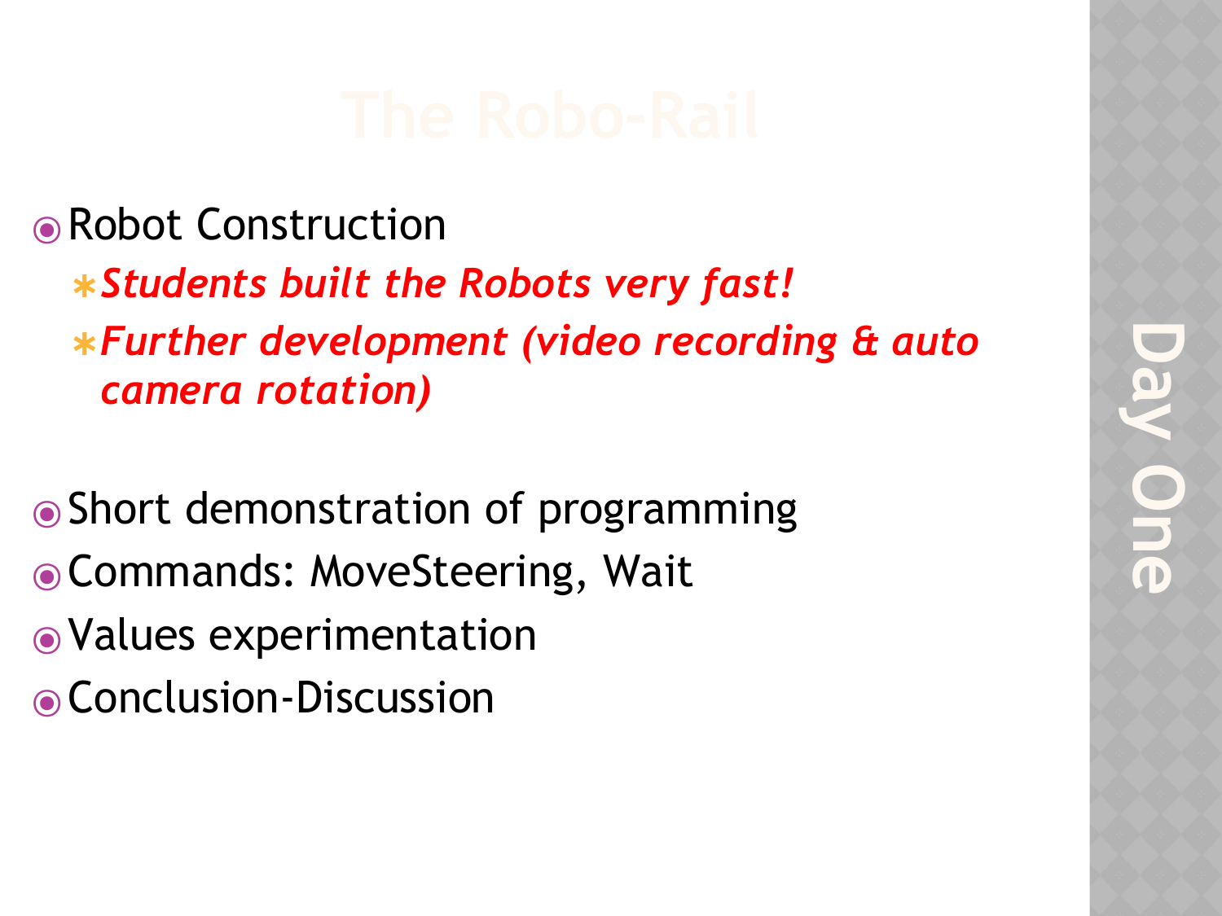# The Robo-Rail

## Day One

- Robot Construction
  - ***Students built the Robots very fast!***
  - ***Further development (video recording & auto camera rotation)***

- Short demonstration of programming
- Commands: MoveSteering, Wait
- Values experimentation
- Conclusion-Discussion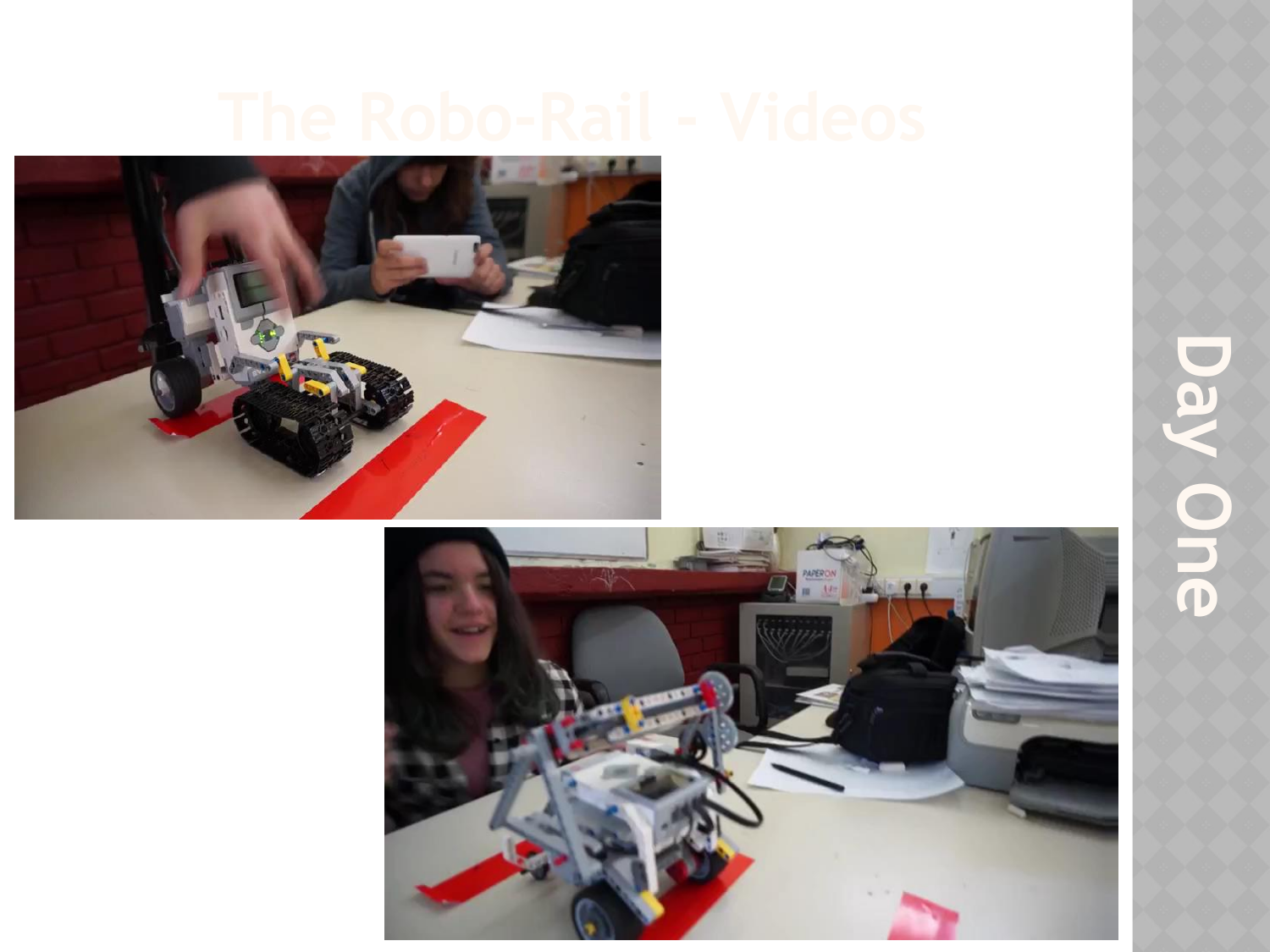# The Robo-Rail - Videos

Day One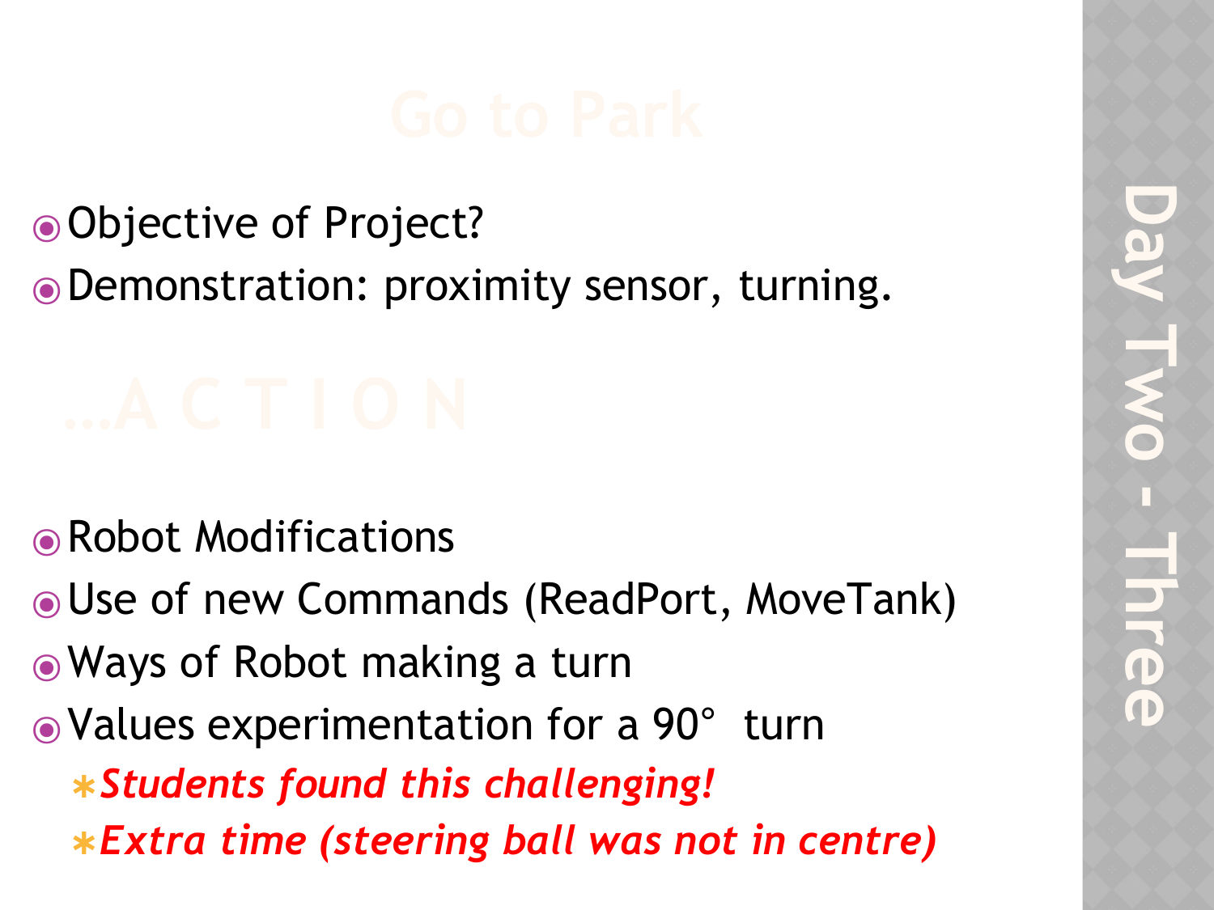# Go to Park

- Objective of Project?
- Demonstration: proximity sensor, turning.

## …A C T I O N

- Robot Modifications
- Use of new Commands (ReadPort, MoveTank)
- Ways of Robot making a turn
- Values experimentation for a 90° turn
  - ***Students found this challenging!***
  - ***Extra time (steering ball was not in centre)***

Day Two - Three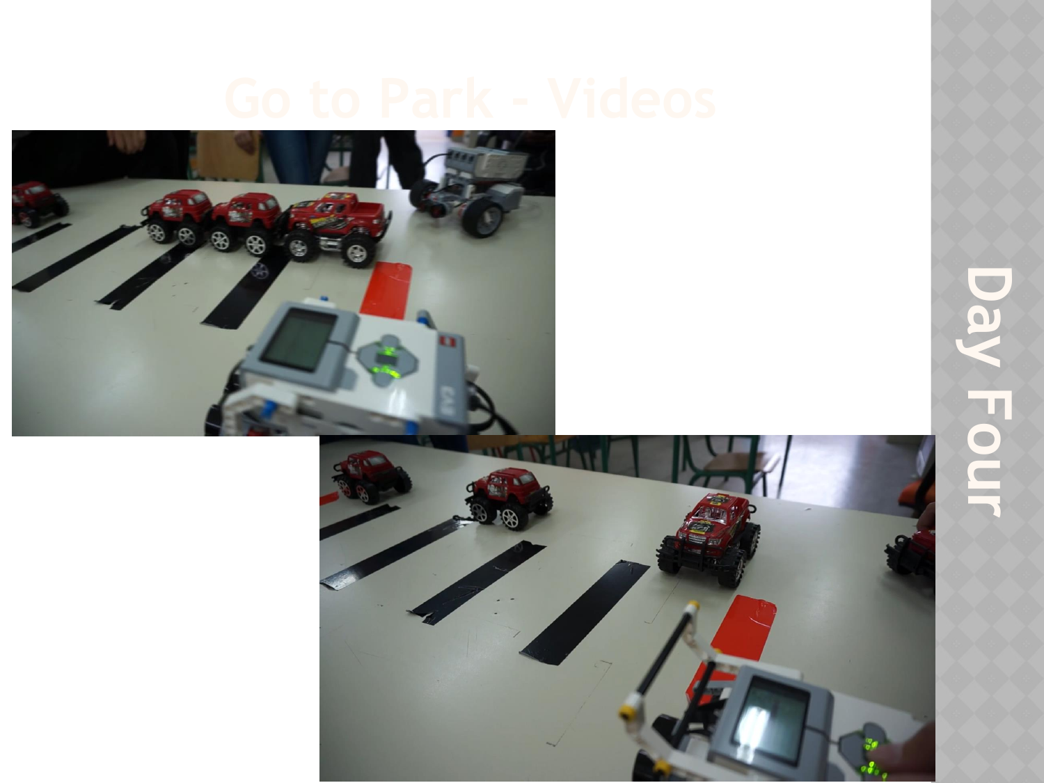# Go to Park - Videos

Day Four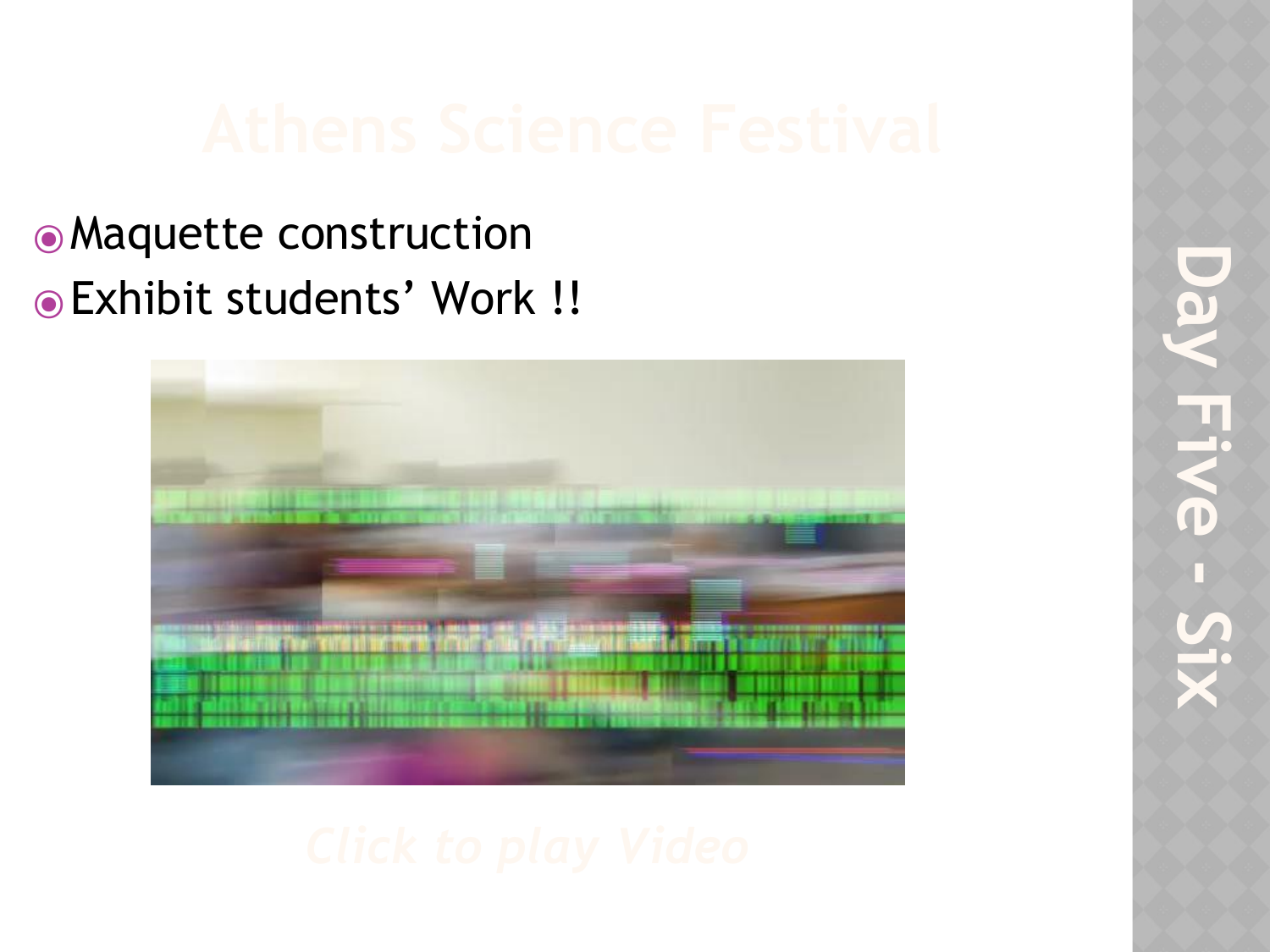# Athens Science Festival

- Maquette construction
- Exhibit students' Work !!

*Click to play Video*

Day Five - Six